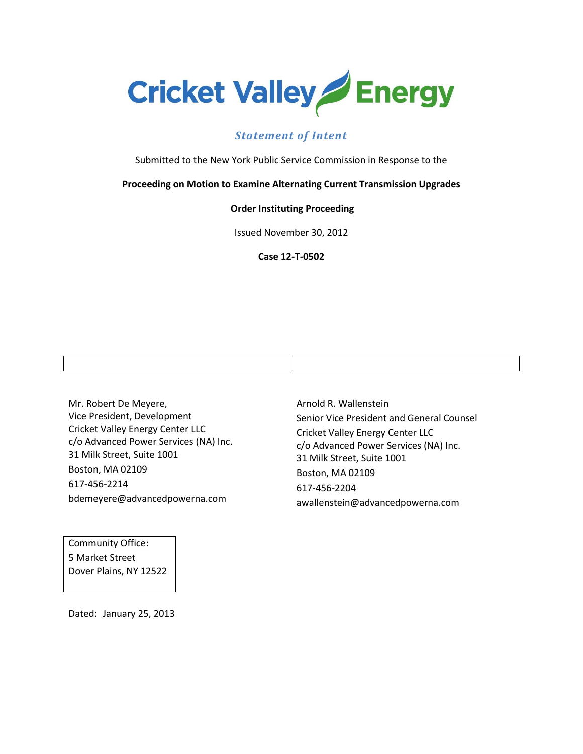# Cricket Valley Energy

***Statement of Intent***

Submitted to the New York Public Service Commission in Response to the

**Proceeding on Motion to Examine Alternating Current Transmission Upgrades**

**Order Instituting Proceeding**

Issued November 30, 2012

**Case 12-T-0502**

Mr. Robert De Meyere,
Vice President, Development
Cricket Valley Energy Center LLC
c/o Advanced Power Services (NA) Inc.
31 Milk Street, Suite 1001
Boston, MA 02109
617-456-2214
bdemeyere@advancedpowerna.com

Arnold R. Wallenstein
Senior Vice President and General Counsel
Cricket Valley Energy Center LLC
c/o Advanced Power Services (NA) Inc.
31 Milk Street, Suite 1001
Boston, MA 02109
617-456-2204
awallenstein@advancedpowerna.com

Community Office:
5 Market Street
Dover Plains, NY 12522

Dated: January 25, 2013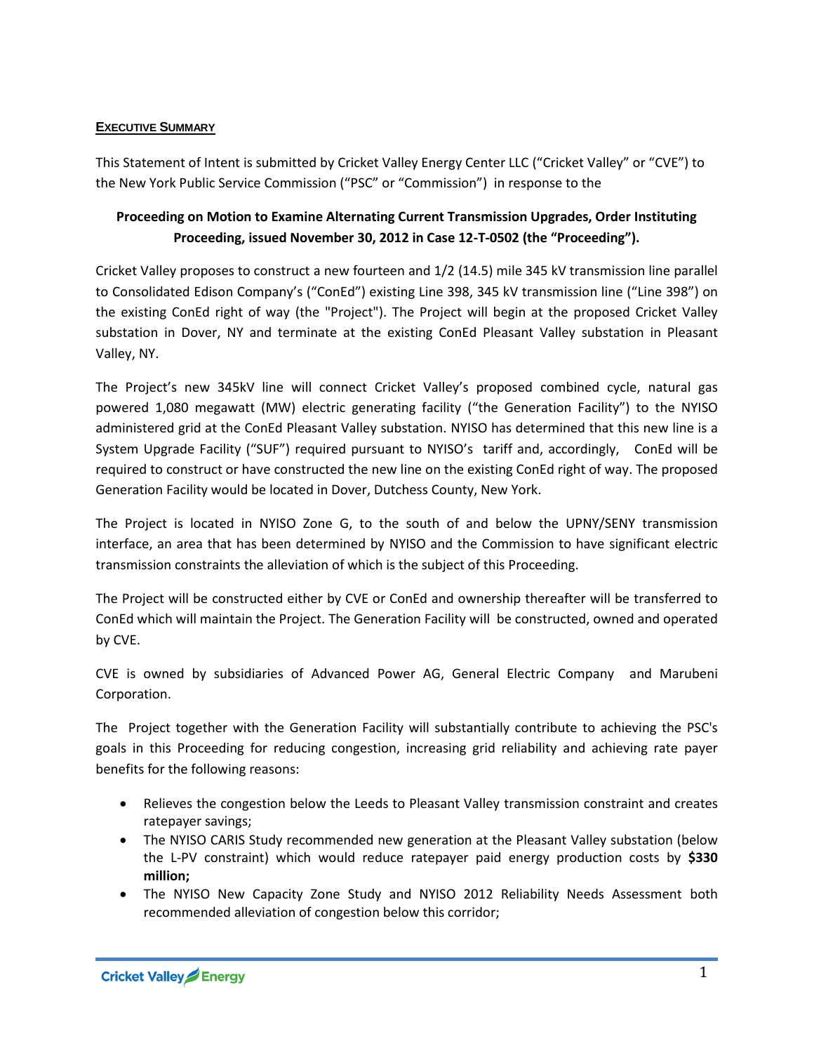## EXECUTIVE SUMMARY

This Statement of Intent is submitted by Cricket Valley Energy Center LLC ("Cricket Valley" or "CVE") to the New York Public Service Commission ("PSC" or "Commission") in response to the

**Proceeding on Motion to Examine Alternating Current Transmission Upgrades, Order Instituting Proceeding, issued November 30, 2012 in Case 12-T-0502 (the "Proceeding").**

Cricket Valley proposes to construct a new fourteen and 1/2 (14.5) mile 345 kV transmission line parallel to Consolidated Edison Company's ("ConEd") existing Line 398, 345 kV transmission line ("Line 398") on the existing ConEd right of way (the "Project"). The Project will begin at the proposed Cricket Valley substation in Dover, NY and terminate at the existing ConEd Pleasant Valley substation in Pleasant Valley, NY.

The Project's new 345kV line will connect Cricket Valley's proposed combined cycle, natural gas powered 1,080 megawatt (MW) electric generating facility ("the Generation Facility") to the NYISO administered grid at the ConEd Pleasant Valley substation. NYISO has determined that this new line is a System Upgrade Facility ("SUF") required pursuant to NYISO's tariff and, accordingly, ConEd will be required to construct or have constructed the new line on the existing ConEd right of way. The proposed Generation Facility would be located in Dover, Dutchess County, New York.

The Project is located in NYISO Zone G, to the south of and below the UPNY/SENY transmission interface, an area that has been determined by NYISO and the Commission to have significant electric transmission constraints the alleviation of which is the subject of this Proceeding.

The Project will be constructed either by CVE or ConEd and ownership thereafter will be transferred to ConEd which will maintain the Project. The Generation Facility will be constructed, owned and operated by CVE.

CVE is owned by subsidiaries of Advanced Power AG, General Electric Company and Marubeni Corporation.

The Project together with the Generation Facility will substantially contribute to achieving the PSC's goals in this Proceeding for reducing congestion, increasing grid reliability and achieving rate payer benefits for the following reasons:

- Relieves the congestion below the Leeds to Pleasant Valley transmission constraint and creates ratepayer savings;
- The NYISO CARIS Study recommended new generation at the Pleasant Valley substation (below the L-PV constraint) which would reduce ratepayer paid energy production costs by **$330 million;**
- The NYISO New Capacity Zone Study and NYISO 2012 Reliability Needs Assessment both recommended alleviation of congestion below this corridor;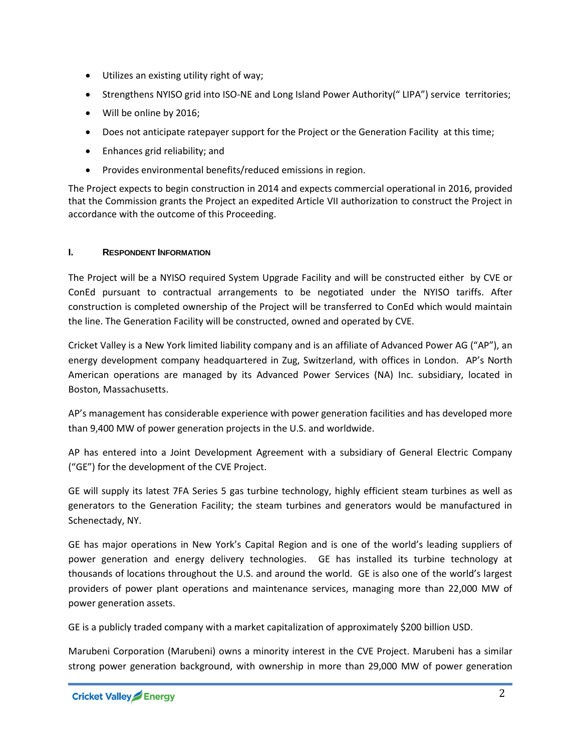- Utilizes an existing utility right of way;
- Strengthens NYISO grid into ISO-NE and Long Island Power Authority(" LIPA") service territories;
- Will be online by 2016;
- Does not anticipate ratepayer support for the Project or the Generation Facility at this time;
- Enhances grid reliability; and
- Provides environmental benefits/reduced emissions in region.

The Project expects to begin construction in 2014 and expects commercial operational in 2016, provided that the Commission grants the Project an expedited Article VII authorization to construct the Project in accordance with the outcome of this Proceeding.

## I. RESPONDENT INFORMATION

The Project will be a NYISO required System Upgrade Facility and will be constructed either by CVE or ConEd pursuant to contractual arrangements to be negotiated under the NYISO tariffs. After construction is completed ownership of the Project will be transferred to ConEd which would maintain the line. The Generation Facility will be constructed, owned and operated by CVE.

Cricket Valley is a New York limited liability company and is an affiliate of Advanced Power AG ("AP"), an energy development company headquartered in Zug, Switzerland, with offices in London. AP's North American operations are managed by its Advanced Power Services (NA) Inc. subsidiary, located in Boston, Massachusetts.

AP's management has considerable experience with power generation facilities and has developed more than 9,400 MW of power generation projects in the U.S. and worldwide.

AP has entered into a Joint Development Agreement with a subsidiary of General Electric Company ("GE") for the development of the CVE Project.

GE will supply its latest 7FA Series 5 gas turbine technology, highly efficient steam turbines as well as generators to the Generation Facility; the steam turbines and generators would be manufactured in Schenectady, NY.

GE has major operations in New York's Capital Region and is one of the world's leading suppliers of power generation and energy delivery technologies. GE has installed its turbine technology at thousands of locations throughout the U.S. and around the world. GE is also one of the world's largest providers of power plant operations and maintenance services, managing more than 22,000 MW of power generation assets.

GE is a publicly traded company with a market capitalization of approximately $200 billion USD.

Marubeni Corporation (Marubeni) owns a minority interest in the CVE Project. Marubeni has a similar strong power generation background, with ownership in more than 29,000 MW of power generation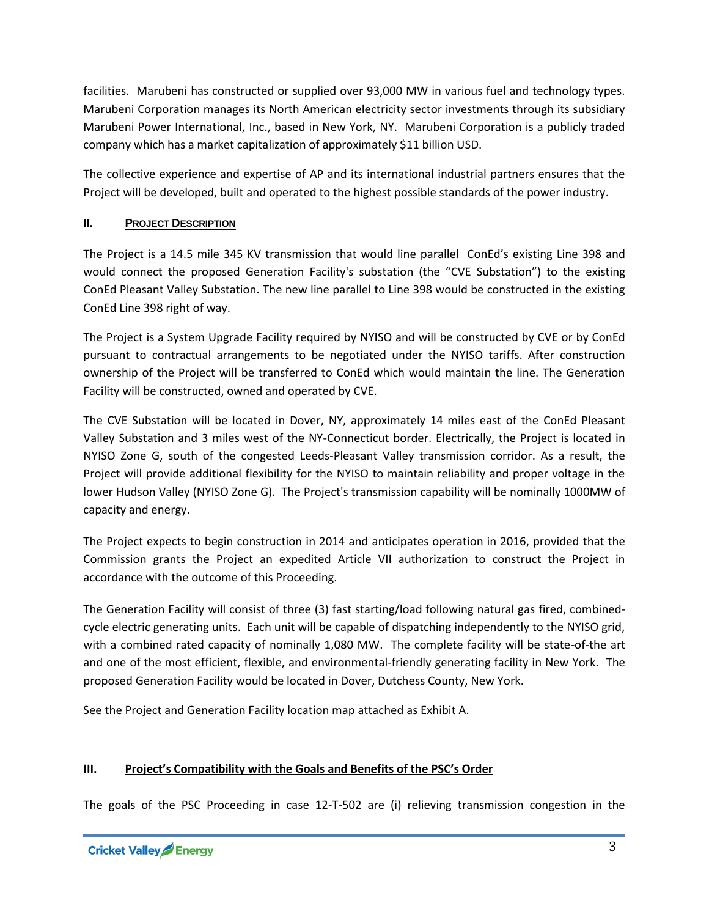facilities. Marubeni has constructed or supplied over 93,000 MW in various fuel and technology types. Marubeni Corporation manages its North American electricity sector investments through its subsidiary Marubeni Power International, Inc., based in New York, NY. Marubeni Corporation is a publicly traded company which has a market capitalization of approximately $11 billion USD.

The collective experience and expertise of AP and its international industrial partners ensures that the Project will be developed, built and operated to the highest possible standards of the power industry.

## II. <u>PROJECT DESCRIPTION</u>

The Project is a 14.5 mile 345 KV transmission that would line parallel ConEd's existing Line 398 and would connect the proposed Generation Facility's substation (the "CVE Substation") to the existing ConEd Pleasant Valley Substation. The new line parallel to Line 398 would be constructed in the existing ConEd Line 398 right of way.

The Project is a System Upgrade Facility required by NYISO and will be constructed by CVE or by ConEd pursuant to contractual arrangements to be negotiated under the NYISO tariffs. After construction ownership of the Project will be transferred to ConEd which would maintain the line. The Generation Facility will be constructed, owned and operated by CVE.

The CVE Substation will be located in Dover, NY, approximately 14 miles east of the ConEd Pleasant Valley Substation and 3 miles west of the NY-Connecticut border. Electrically, the Project is located in NYISO Zone G, south of the congested Leeds-Pleasant Valley transmission corridor. As a result, the Project will provide additional flexibility for the NYISO to maintain reliability and proper voltage in the lower Hudson Valley (NYISO Zone G). The Project's transmission capability will be nominally 1000MW of capacity and energy.

The Project expects to begin construction in 2014 and anticipates operation in 2016, provided that the Commission grants the Project an expedited Article VII authorization to construct the Project in accordance with the outcome of this Proceeding.

The Generation Facility will consist of three (3) fast starting/load following natural gas fired, combined-cycle electric generating units. Each unit will be capable of dispatching independently to the NYISO grid, with a combined rated capacity of nominally 1,080 MW. The complete facility will be state-of-the art and one of the most efficient, flexible, and environmental-friendly generating facility in New York. The proposed Generation Facility would be located in Dover, Dutchess County, New York.

See the Project and Generation Facility location map attached as Exhibit A.

## III. <u>Project's Compatibility with the Goals and Benefits of the PSC's Order</u>

The goals of the PSC Proceeding in case 12-T-502 are (i) relieving transmission congestion in the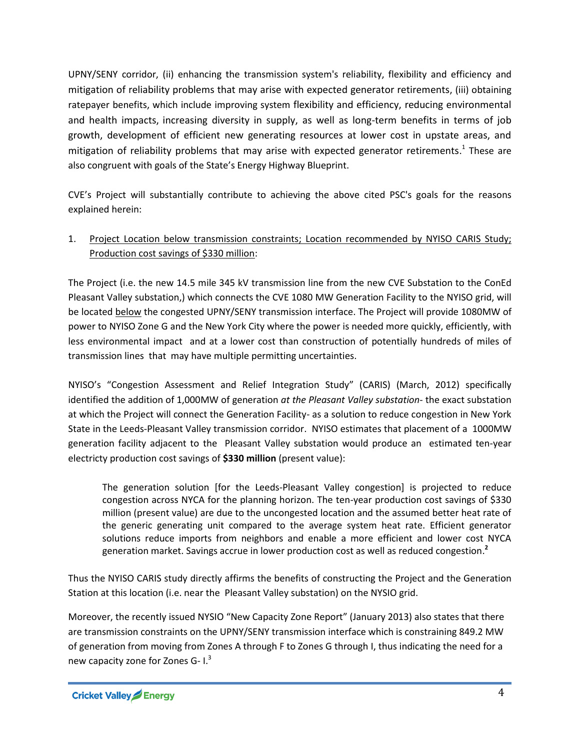UPNY/SENY corridor, (ii) enhancing the transmission system's reliability, flexibility and efficiency and mitigation of reliability problems that may arise with expected generator retirements, (iii) obtaining ratepayer benefits, which include improving system flexibility and efficiency, reducing environmental and health impacts, increasing diversity in supply, as well as long-term benefits in terms of job growth, development of efficient new generating resources at lower cost in upstate areas, and mitigation of reliability problems that may arise with expected generator retirements.[1] These are also congruent with goals of the State's Energy Highway Blueprint.

CVE's Project will substantially contribute to achieving the above cited PSC's goals for the reasons explained herein:

1. Project Location below transmission constraints; Location recommended by NYISO CARIS Study; Production cost savings of $330 million:

The Project (i.e. the new 14.5 mile 345 kV transmission line from the new CVE Substation to the ConEd Pleasant Valley substation,) which connects the CVE 1080 MW Generation Facility to the NYISO grid, will be located below the congested UPNY/SENY transmission interface. The Project will provide 1080MW of power to NYISO Zone G and the New York City where the power is needed more quickly, efficiently, with less environmental impact and at a lower cost than construction of potentially hundreds of miles of transmission lines that may have multiple permitting uncertainties.

NYISO's "Congestion Assessment and Relief Integration Study" (CARIS) (March, 2012) specifically identified the addition of 1,000MW of generation *at the Pleasant Valley substation*- the exact substation at which the Project will connect the Generation Facility- as a solution to reduce congestion in New York State in the Leeds-Pleasant Valley transmission corridor. NYISO estimates that placement of a 1000MW generation facility adjacent to the Pleasant Valley substation would produce an estimated ten-year electricty production cost savings of **$330 million** (present value):

> The generation solution [for the Leeds-Pleasant Valley congestion] is projected to reduce congestion across NYCA for the planning horizon. The ten-year production cost savings of $330 million (present value) are due to the uncongested location and the assumed better heat rate of the generic generating unit compared to the average system heat rate. Efficient generator solutions reduce imports from neighbors and enable a more efficient and lower cost NYCA generation market. Savings accrue in lower production cost as well as reduced congestion.[2]

Thus the NYISO CARIS study directly affirms the benefits of constructing the Project and the Generation Station at this location (i.e. near the Pleasant Valley substation) on the NYSIO grid.

Moreover, the recently issued NYSIO "New Capacity Zone Report" (January 2013) also states that there are transmission constraints on the UPNY/SENY transmission interface which is constraining 849.2 MW of generation from moving from Zones A through F to Zones G through I, thus indicating the need for a new capacity zone for Zones G- I.[3]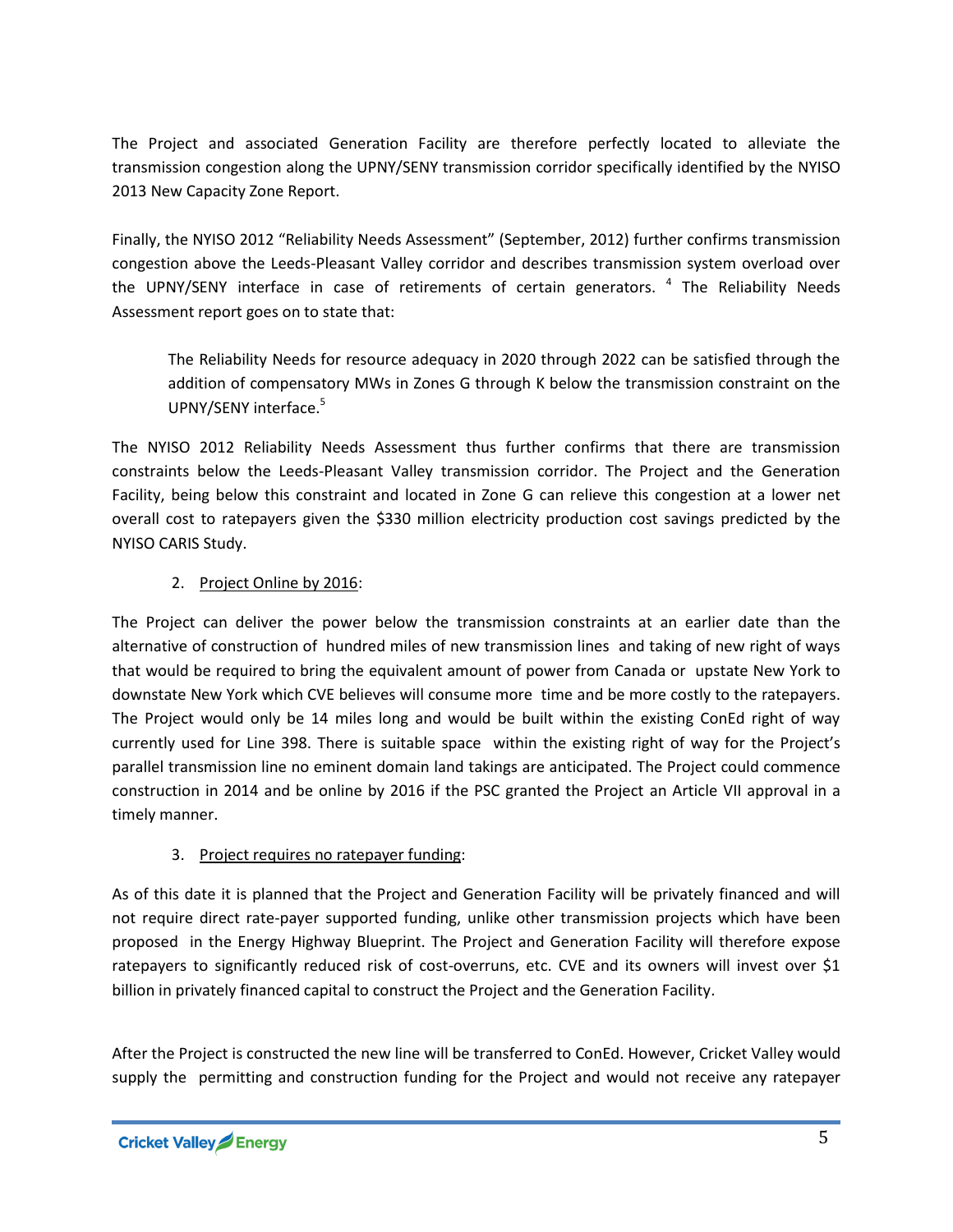The Project and associated Generation Facility are therefore perfectly located to alleviate the transmission congestion along the UPNY/SENY transmission corridor specifically identified by the NYISO 2013 New Capacity Zone Report.

Finally, the NYISO 2012 "Reliability Needs Assessment" (September, 2012) further confirms transmission congestion above the Leeds-Pleasant Valley corridor and describes transmission system overload over the UPNY/SENY interface in case of retirements of certain generators. [4] The Reliability Needs Assessment report goes on to state that:

> The Reliability Needs for resource adequacy in 2020 through 2022 can be satisfied through the addition of compensatory MWs in Zones G through K below the transmission constraint on the UPNY/SENY interface.[5]

The NYISO 2012 Reliability Needs Assessment thus further confirms that there are transmission constraints below the Leeds-Pleasant Valley transmission corridor. The Project and the Generation Facility, being below this constraint and located in Zone G can relieve this congestion at a lower net overall cost to ratepayers given the $330 million electricity production cost savings predicted by the NYISO CARIS Study.

2. Project Online by 2016:

The Project can deliver the power below the transmission constraints at an earlier date than the alternative of construction of hundred miles of new transmission lines and taking of new right of ways that would be required to bring the equivalent amount of power from Canada or upstate New York to downstate New York which CVE believes will consume more time and be more costly to the ratepayers. The Project would only be 14 miles long and would be built within the existing ConEd right of way currently used for Line 398. There is suitable space within the existing right of way for the Project's parallel transmission line no eminent domain land takings are anticipated. The Project could commence construction in 2014 and be online by 2016 if the PSC granted the Project an Article VII approval in a timely manner.

3. Project requires no ratepayer funding:

As of this date it is planned that the Project and Generation Facility will be privately financed and will not require direct rate-payer supported funding, unlike other transmission projects which have been proposed in the Energy Highway Blueprint. The Project and Generation Facility will therefore expose ratepayers to significantly reduced risk of cost-overruns, etc. CVE and its owners will invest over $1 billion in privately financed capital to construct the Project and the Generation Facility.

After the Project is constructed the new line will be transferred to ConEd. However, Cricket Valley would supply the permitting and construction funding for the Project and would not receive any ratepayer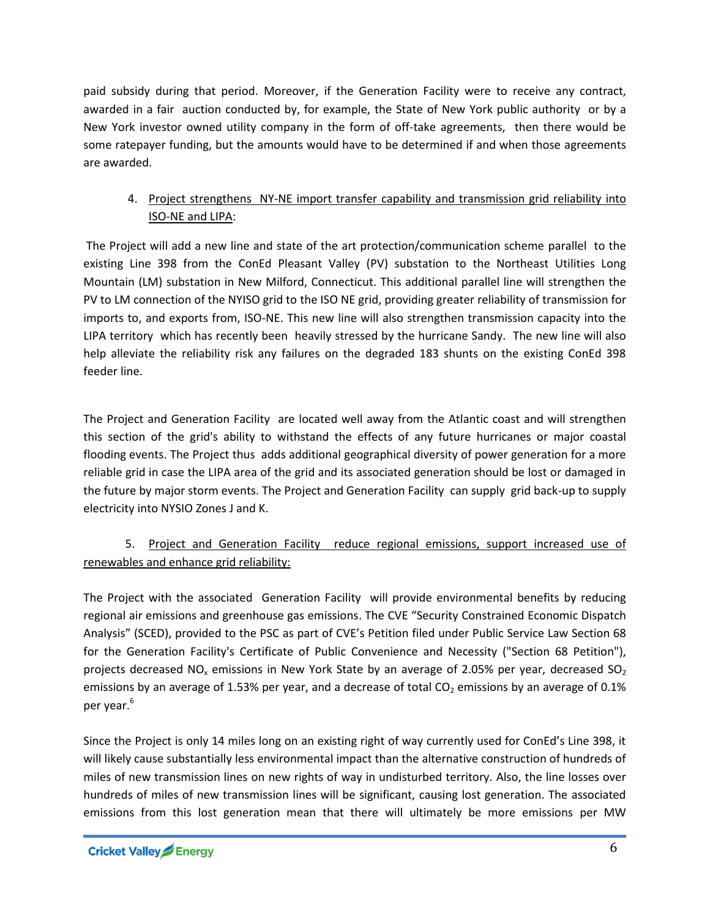paid subsidy during that period. Moreover, if the Generation Facility were to receive any contract, awarded in a fair auction conducted by, for example, the State of New York public authority or by a New York investor owned utility company in the form of off-take agreements, then there would be some ratepayer funding, but the amounts would have to be determined if and when those agreements are awarded.

4. Project strengthens NY-NE import transfer capability and transmission grid reliability into ISO-NE and LIPA:

The Project will add a new line and state of the art protection/communication scheme parallel to the existing Line 398 from the ConEd Pleasant Valley (PV) substation to the Northeast Utilities Long Mountain (LM) substation in New Milford, Connecticut. This additional parallel line will strengthen the PV to LM connection of the NYISO grid to the ISO NE grid, providing greater reliability of transmission for imports to, and exports from, ISO-NE. This new line will also strengthen transmission capacity into the LIPA territory which has recently been heavily stressed by the hurricane Sandy. The new line will also help alleviate the reliability risk any failures on the degraded 183 shunts on the existing ConEd 398 feeder line.

The Project and Generation Facility are located well away from the Atlantic coast and will strengthen this section of the grid's ability to withstand the effects of any future hurricanes or major coastal flooding events. The Project thus adds additional geographical diversity of power generation for a more reliable grid in case the LIPA area of the grid and its associated generation should be lost or damaged in the future by major storm events. The Project and Generation Facility can supply grid back-up to supply electricity into NYSIO Zones J and K.

5. Project and Generation Facility reduce regional emissions, support increased use of renewables and enhance grid reliability:

The Project with the associated Generation Facility will provide environmental benefits by reducing regional air emissions and greenhouse gas emissions. The CVE "Security Constrained Economic Dispatch Analysis" (SCED), provided to the PSC as part of CVE's Petition filed under Public Service Law Section 68 for the Generation Facility's Certificate of Public Convenience and Necessity ("Section 68 Petition"), projects decreased $NO_x$ emissions in New York State by an average of 2.05% per year, decreased $SO_2$ emissions by an average of 1.53% per year, and a decrease of total $CO_2$ emissions by an average of 0.1% per year.[6]

Since the Project is only 14 miles long on an existing right of way currently used for ConEd's Line 398, it will likely cause substantially less environmental impact than the alternative construction of hundreds of miles of new transmission lines on new rights of way in undisturbed territory. Also, the line losses over hundreds of miles of new transmission lines will be significant, causing lost generation. The associated emissions from this lost generation mean that there will ultimately be more emissions per MW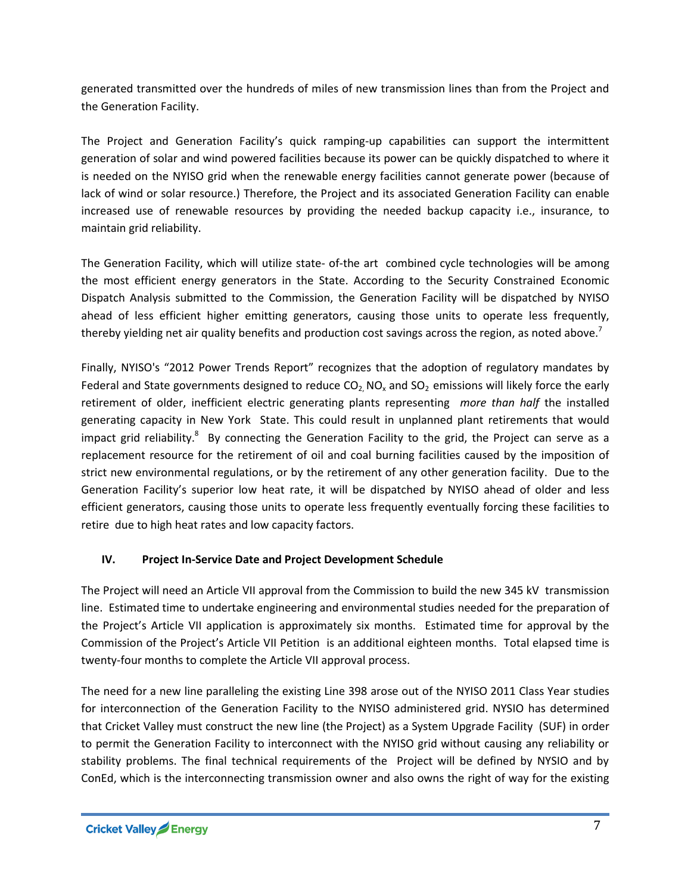generated transmitted over the hundreds of miles of new transmission lines than from the Project and the Generation Facility.

The Project and Generation Facility's quick ramping-up capabilities can support the intermittent generation of solar and wind powered facilities because its power can be quickly dispatched to where it is needed on the NYISO grid when the renewable energy facilities cannot generate power (because of lack of wind or solar resource.) Therefore, the Project and its associated Generation Facility can enable increased use of renewable resources by providing the needed backup capacity i.e., insurance, to maintain grid reliability.

The Generation Facility, which will utilize state- of-the art combined cycle technologies will be among the most efficient energy generators in the State. According to the Security Constrained Economic Dispatch Analysis submitted to the Commission, the Generation Facility will be dispatched by NYISO ahead of less efficient higher emitting generators, causing those units to operate less frequently, thereby yielding net air quality benefits and production cost savings across the region, as noted above.[7]

Finally, NYISO's "2012 Power Trends Report" recognizes that the adoption of regulatory mandates by Federal and State governments designed to reduce $CO_2$, $NO_x$ and $SO_2$ emissions will likely force the early retirement of older, inefficient electric generating plants representing *more than half* the installed generating capacity in New York State. This could result in unplanned plant retirements that would impact grid reliability.[8] By connecting the Generation Facility to the grid, the Project can serve as a replacement resource for the retirement of oil and coal burning facilities caused by the imposition of strict new environmental regulations, or by the retirement of any other generation facility. Due to the Generation Facility's superior low heat rate, it will be dispatched by NYISO ahead of older and less efficient generators, causing those units to operate less frequently eventually forcing these facilities to retire due to high heat rates and low capacity factors.

## IV. Project In-Service Date and Project Development Schedule

The Project will need an Article VII approval from the Commission to build the new 345 kV transmission line. Estimated time to undertake engineering and environmental studies needed for the preparation of the Project's Article VII application is approximately six months. Estimated time for approval by the Commission of the Project's Article VII Petition is an additional eighteen months. Total elapsed time is twenty-four months to complete the Article VII approval process.

The need for a new line paralleling the existing Line 398 arose out of the NYISO 2011 Class Year studies for interconnection of the Generation Facility to the NYISO administered grid. NYSIO has determined that Cricket Valley must construct the new line (the Project) as a System Upgrade Facility (SUF) in order to permit the Generation Facility to interconnect with the NYISO grid without causing any reliability or stability problems. The final technical requirements of the Project will be defined by NYSIO and by ConEd, which is the interconnecting transmission owner and also owns the right of way for the existing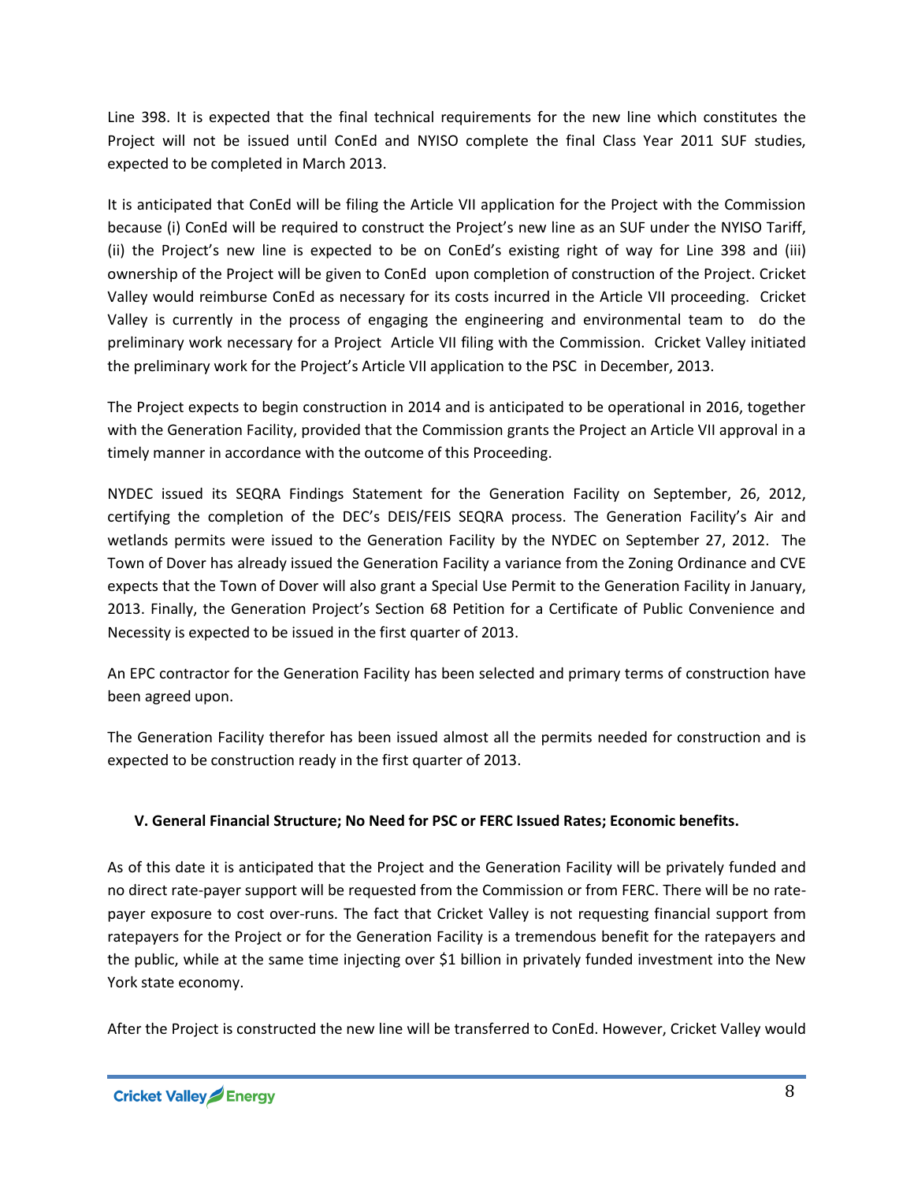Line 398. It is expected that the final technical requirements for the new line which constitutes the Project will not be issued until ConEd and NYISO complete the final Class Year 2011 SUF studies, expected to be completed in March 2013.

It is anticipated that ConEd will be filing the Article VII application for the Project with the Commission because (i) ConEd will be required to construct the Project's new line as an SUF under the NYISO Tariff, (ii) the Project's new line is expected to be on ConEd's existing right of way for Line 398 and (iii) ownership of the Project will be given to ConEd upon completion of construction of the Project. Cricket Valley would reimburse ConEd as necessary for its costs incurred in the Article VII proceeding. Cricket Valley is currently in the process of engaging the engineering and environmental team to do the preliminary work necessary for a Project Article VII filing with the Commission. Cricket Valley initiated the preliminary work for the Project's Article VII application to the PSC in December, 2013.

The Project expects to begin construction in 2014 and is anticipated to be operational in 2016, together with the Generation Facility, provided that the Commission grants the Project an Article VII approval in a timely manner in accordance with the outcome of this Proceeding.

NYDEC issued its SEQRA Findings Statement for the Generation Facility on September, 26, 2012, certifying the completion of the DEC's DEIS/FEIS SEQRA process. The Generation Facility's Air and wetlands permits were issued to the Generation Facility by the NYDEC on September 27, 2012. The Town of Dover has already issued the Generation Facility a variance from the Zoning Ordinance and CVE expects that the Town of Dover will also grant a Special Use Permit to the Generation Facility in January, 2013. Finally, the Generation Project's Section 68 Petition for a Certificate of Public Convenience and Necessity is expected to be issued in the first quarter of 2013.

An EPC contractor for the Generation Facility has been selected and primary terms of construction have been agreed upon.

The Generation Facility therefor has been issued almost all the permits needed for construction and is expected to be construction ready in the first quarter of 2013.

## V. General Financial Structure; No Need for PSC or FERC Issued Rates; Economic benefits.

As of this date it is anticipated that the Project and the Generation Facility will be privately funded and no direct rate-payer support will be requested from the Commission or from FERC. There will be no rate-payer exposure to cost over-runs. The fact that Cricket Valley is not requesting financial support from ratepayers for the Project or for the Generation Facility is a tremendous benefit for the ratepayers and the public, while at the same time injecting over $1 billion in privately funded investment into the New York state economy.

After the Project is constructed the new line will be transferred to ConEd. However, Cricket Valley would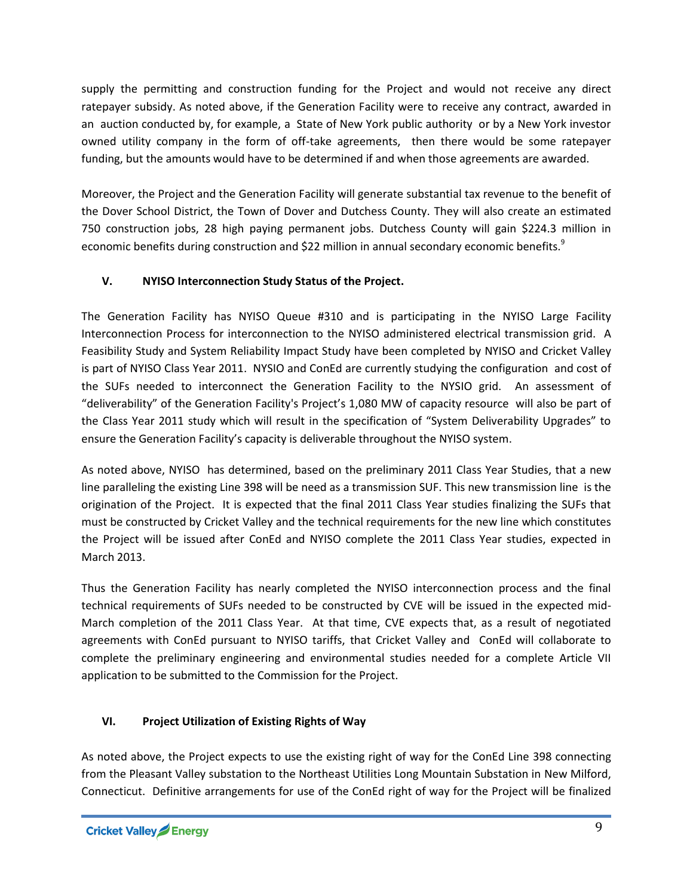supply the permitting and construction funding for the Project and would not receive any direct ratepayer subsidy. As noted above, if the Generation Facility were to receive any contract, awarded in an auction conducted by, for example, a State of New York public authority or by a New York investor owned utility company in the form of off-take agreements, then there would be some ratepayer funding, but the amounts would have to be determined if and when those agreements are awarded.

Moreover, the Project and the Generation Facility will generate substantial tax revenue to the benefit of the Dover School District, the Town of Dover and Dutchess County. They will also create an estimated 750 construction jobs, 28 high paying permanent jobs. Dutchess County will gain $224.3 million in economic benefits during construction and $22 million in annual secondary economic benefits.[9]

## V. NYISO Interconnection Study Status of the Project.

The Generation Facility has NYISO Queue #310 and is participating in the NYISO Large Facility Interconnection Process for interconnection to the NYISO administered electrical transmission grid. A Feasibility Study and System Reliability Impact Study have been completed by NYISO and Cricket Valley is part of NYISO Class Year 2011. NYSIO and ConEd are currently studying the configuration and cost of the SUFs needed to interconnect the Generation Facility to the NYSIO grid. An assessment of "deliverability" of the Generation Facility's Project's 1,080 MW of capacity resource will also be part of the Class Year 2011 study which will result in the specification of "System Deliverability Upgrades" to ensure the Generation Facility's capacity is deliverable throughout the NYISO system.

As noted above, NYISO has determined, based on the preliminary 2011 Class Year Studies, that a new line paralleling the existing Line 398 will be need as a transmission SUF. This new transmission line is the origination of the Project. It is expected that the final 2011 Class Year studies finalizing the SUFs that must be constructed by Cricket Valley and the technical requirements for the new line which constitutes the Project will be issued after ConEd and NYISO complete the 2011 Class Year studies, expected in March 2013.

Thus the Generation Facility has nearly completed the NYISO interconnection process and the final technical requirements of SUFs needed to be constructed by CVE will be issued in the expected mid-March completion of the 2011 Class Year. At that time, CVE expects that, as a result of negotiated agreements with ConEd pursuant to NYISO tariffs, that Cricket Valley and ConEd will collaborate to complete the preliminary engineering and environmental studies needed for a complete Article VII application to be submitted to the Commission for the Project.

## VI. Project Utilization of Existing Rights of Way

As noted above, the Project expects to use the existing right of way for the ConEd Line 398 connecting from the Pleasant Valley substation to the Northeast Utilities Long Mountain Substation in New Milford, Connecticut. Definitive arrangements for use of the ConEd right of way for the Project will be finalized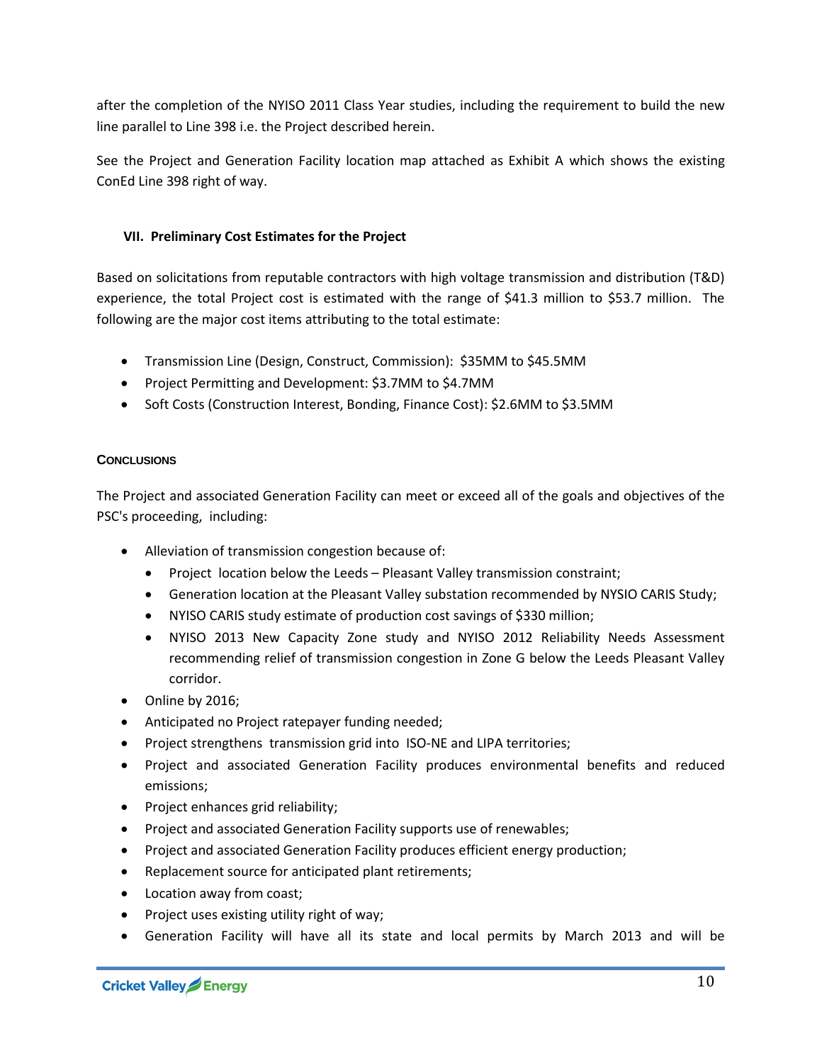after the completion of the NYISO 2011 Class Year studies, including the requirement to build the new line parallel to Line 398 i.e. the Project described herein.

See the Project and Generation Facility location map attached as Exhibit A which shows the existing ConEd Line 398 right of way.

## VII. Preliminary Cost Estimates for the Project

Based on solicitations from reputable contractors with high voltage transmission and distribution (T&D) experience, the total Project cost is estimated with the range of $41.3 million to $53.7 million. The following are the major cost items attributing to the total estimate:

- Transmission Line (Design, Construct, Commission): $35MM to $45.5MM
- Project Permitting and Development: $3.7MM to $4.7MM
- Soft Costs (Construction Interest, Bonding, Finance Cost): $2.6MM to $3.5MM

## Conclusions

The Project and associated Generation Facility can meet or exceed all of the goals and objectives of the PSC's proceeding, including:

- Alleviation of transmission congestion because of:
  - Project location below the Leeds – Pleasant Valley transmission constraint;
  - Generation location at the Pleasant Valley substation recommended by NYSIO CARIS Study;
  - NYISO CARIS study estimate of production cost savings of $330 million;
  - NYISO 2013 New Capacity Zone study and NYISO 2012 Reliability Needs Assessment recommending relief of transmission congestion in Zone G below the Leeds Pleasant Valley corridor.
- Online by 2016;
- Anticipated no Project ratepayer funding needed;
- Project strengthens transmission grid into ISO-NE and LIPA territories;
- Project and associated Generation Facility produces environmental benefits and reduced emissions;
- Project enhances grid reliability;
- Project and associated Generation Facility supports use of renewables;
- Project and associated Generation Facility produces efficient energy production;
- Replacement source for anticipated plant retirements;
- Location away from coast;
- Project uses existing utility right of way;
- Generation Facility will have all its state and local permits by March 2013 and will be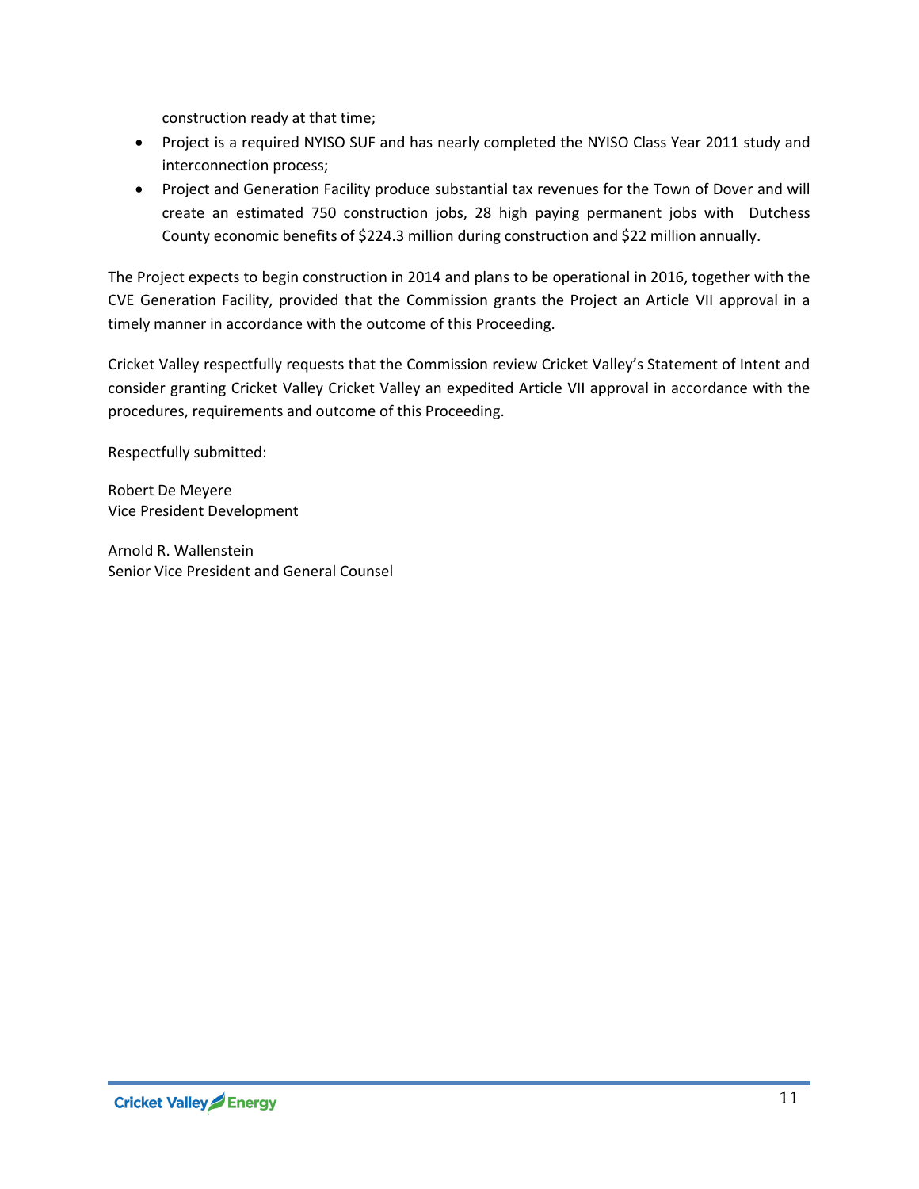construction ready at that time;

- Project is a required NYISO SUF and has nearly completed the NYISO Class Year 2011 study and interconnection process;
- Project and Generation Facility produce substantial tax revenues for the Town of Dover and will create an estimated 750 construction jobs, 28 high paying permanent jobs with Dutchess County economic benefits of $224.3 million during construction and $22 million annually.

The Project expects to begin construction in 2014 and plans to be operational in 2016, together with the CVE Generation Facility, provided that the Commission grants the Project an Article VII approval in a timely manner in accordance with the outcome of this Proceeding.

Cricket Valley respectfully requests that the Commission review Cricket Valley's Statement of Intent and consider granting Cricket Valley Cricket Valley an expedited Article VII approval in accordance with the procedures, requirements and outcome of this Proceeding.

Respectfully submitted:

Robert De Meyere
Vice President Development

Arnold R. Wallenstein
Senior Vice President and General Counsel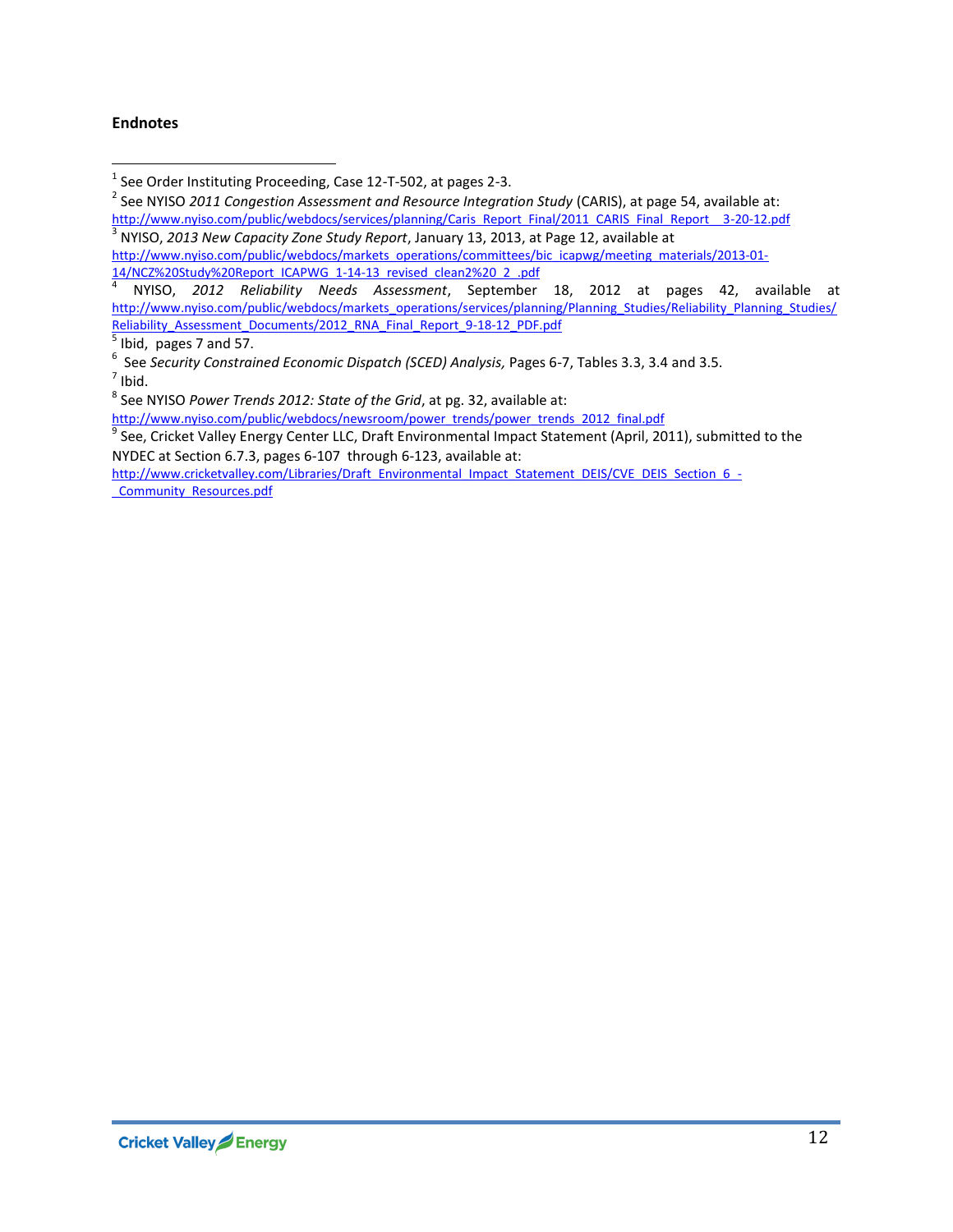**Endnotes**

[1] See Order Instituting Proceeding, Case 12-T-502, at pages 2-3.

[2] See NYISO *2011 Congestion Assessment and Resource Integration Study* (CARIS), at page 54, available at: http://www.nyiso.com/public/webdocs/services/planning/Caris_Report_Final/2011_CARIS_Final_Report__3-20-12.pdf

[3] NYISO, *2013 New Capacity Zone Study Report*, January 13, 2013, at Page 12, available at http://www.nyiso.com/public/webdocs/markets_operations/committees/bic_icapwg/meeting_materials/2013-01-14/NCZ%20Study%20Report_ICAPWG_1-14-13_revised_clean2%20_2_.pdf

[4] NYISO, *2012 Reliability Needs Assessment*, September 18, 2012 at pages 42, available at http://www.nyiso.com/public/webdocs/markets_operations/services/planning/Planning_Studies/Reliability_Planning_Studies/Reliability_Assessment_Documents/2012_RNA_Final_Report_9-18-12_PDF.pdf

[5] Ibid, pages 7 and 57.

[6] See *Security Constrained Economic Dispatch (SCED) Analysis,* Pages 6-7, Tables 3.3, 3.4 and 3.5.

[7] Ibid.

[8] See NYISO *Power Trends 2012: State of the Grid*, at pg. 32, available at: http://www.nyiso.com/public/webdocs/newsroom/power_trends/power_trends_2012_final.pdf

[9] See, Cricket Valley Energy Center LLC, Draft Environmental Impact Statement (April, 2011), submitted to the NYDEC at Section 6.7.3, pages 6-107 through 6-123, available at: http://www.cricketvalley.com/Libraries/Draft_Environmental_Impact_Statement_DEIS/CVE_DEIS_Section_6_-_Community_Resources.pdf